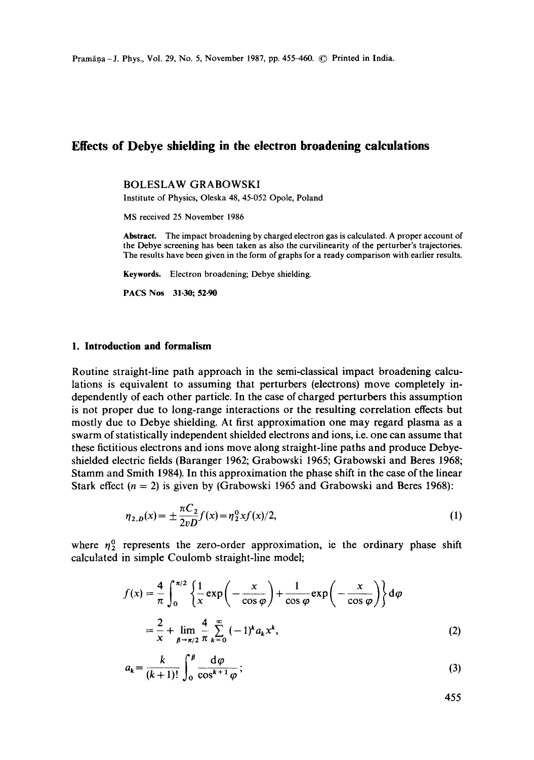# Effects of Debye shielding in the electron broadening calculations

BOLESLAW GRABOWSKI

Institute of Physics, Oleska 48, 45-052 Opole, Poland

MS received 25 November 1986

**Abstract.** The impact broadening by charged electron gas is calculated. A proper account of the Debye screening has been taken as also the curvilinearity of the perturber's trajectories. The results have been given in the form of graphs for a ready comparison with earlier results.

**Keywords.** Electron broadening; Debye shielding.

**PACS Nos** 31·30; 52·90

## 1. Introduction and formalism

Routine straight-line path approach in the semi-classical impact broadening calculations is equivalent to assuming that perturbers (electrons) move completely independently of each other particle. In the case of charged perturbers this assumption is not proper due to long-range interactions or the resulting correlation effects but mostly due to Debye shielding. At first approximation one may regard plasma as a swarm of statistically independent shielded electrons and ions, i.e. one can assume that these fictitious electrons and ions move along straight-line paths and produce Debye-shielded electric fields (Baranger 1962; Grabowski 1965; Grabowski and Beres 1968; Stamm and Smith 1984). In this approximation the phase shift in the case of the linear Stark effect ($n = 2$) is given by (Grabowski 1965 and Grabowski and Beres 1968):

$$\eta_{2,D}(x) = \pm \frac{\pi C_2}{2vD} f(x) = \eta_2^0 x f(x)/2, \tag{1}$$

where $\eta_2^0$ represents the zero-order approximation, ie the ordinary phase shift calculated in simple Coulomb straight-line model;

$$\begin{aligned} f(x) &= \frac{4}{\pi} \int_0^{\pi/2} \left\{ \frac{1}{x} \exp\left( -\frac{x}{\cos\varphi} \right) + \frac{1}{\cos\varphi} \exp\left( -\frac{x}{\cos\varphi} \right) \right\} \mathrm{d}\varphi \\ &= \frac{2}{x} + \lim_{\beta \to \pi/2} \frac{4}{\pi} \sum_{k=0}^{\infty} (-1)^k a_k x^k, \end{aligned} \tag{2}$$

$$a_k = \frac{k}{(k+1)!} \int_0^{\beta} \frac{\mathrm{d}\varphi}{\cos^{k+1}\varphi}; \tag{3}$$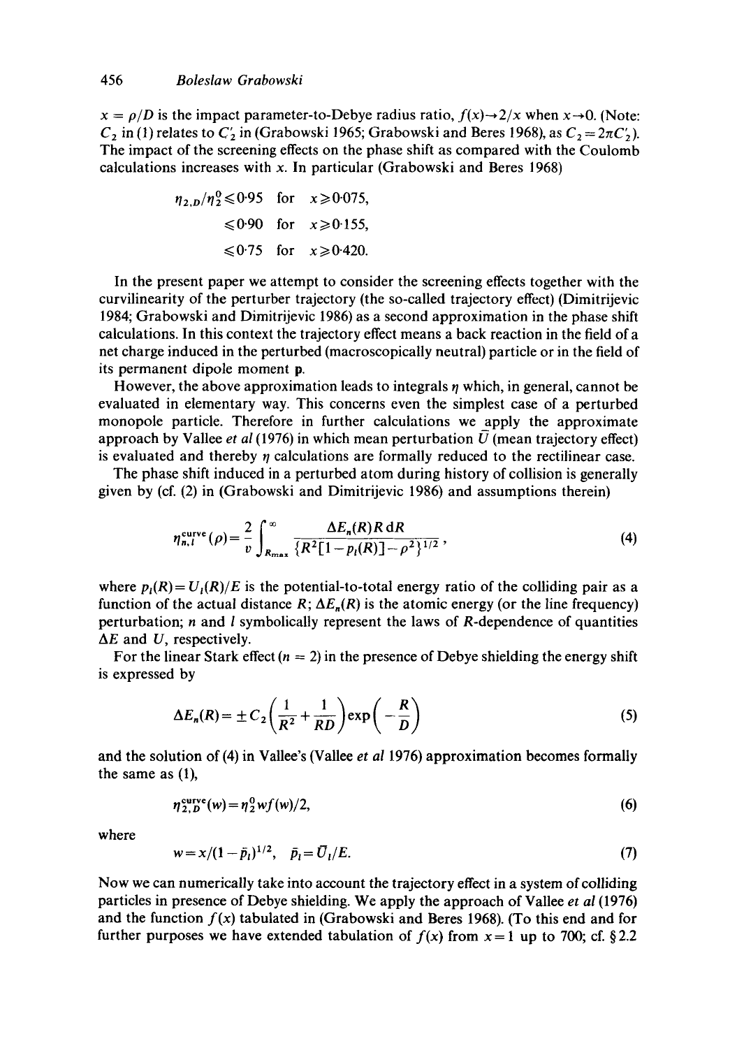$x = \rho/D$ is the impact parameter-to-Debye radius ratio, $f(x) \to 2/x$ when $x \to 0$. (Note: $C_2$ in (1) relates to $C_2'$ in (Grabowski 1965; Grabowski and Beres 1968), as $C_2 = 2\pi C_2'$). The impact of the screening effects on the phase shift as compared with the Coulomb calculations increases with $x$. In particular (Grabowski and Beres 1968)

$$
\begin{aligned}
\eta_{2,D}/\eta_2^0 &\leqslant 0{\cdot}95 \quad \text{for} \quad x \geqslant 0{\cdot}075,\\
&\leqslant 0{\cdot}90 \quad \text{for} \quad x \geqslant 0{\cdot}155,\\
&\leqslant 0{\cdot}75 \quad \text{for} \quad x \geqslant 0{\cdot}420.
\end{aligned}
$$

In the present paper we attempt to consider the screening effects together with the curvilinearity of the perturber trajectory (the so-called trajectory effect) (Dimitrijevic 1984; Grabowski and Dimitrijevic 1986) as a second approximation in the phase shift calculations. In this context the trajectory effect means a back reaction in the field of a net charge induced in the perturbed (macroscopically neutral) particle or in the field of its permanent dipole moment **p**.

However, the above approximation leads to integrals $\eta$ which, in general, cannot be evaluated in elementary way. This concerns even the simplest case of a perturbed monopole particle. Therefore in further calculations we apply the approximate approach by Vallee *et al* (1976) in which mean perturbation $\bar{U}$ (mean trajectory effect) is evaluated and thereby $\eta$ calculations are formally reduced to the rectilinear case.

The phase shift induced in a perturbed atom during history of collision is generally given by (cf. (2) in (Grabowski and Dimitrijevic 1986) and assumptions therein)

$$
\eta_{n,l}^{\text{curve}}(\rho) = \frac{2}{v} \int_{R_{\max}}^{\infty} \frac{\Delta E_n(R) R \, \mathrm{d}R}{\{R^2[1 - p_l(R)] - \rho^2\}^{1/2}}, \tag{4}
$$

where $p_l(R) = U_l(R)/E$ is the potential-to-total energy ratio of the colliding pair as a function of the actual distance $R$; $\Delta E_n(R)$ is the atomic energy (or the line frequency) perturbation; $n$ and $l$ symbolically represent the laws of $R$-dependence of quantities $\Delta E$ and $U$, respectively.

For the linear Stark effect ($n = 2$) in the presence of Debye shielding the energy shift is expressed by

$$
\Delta E_n(R) = \pm C_2 \left( \frac{1}{R^2} + \frac{1}{RD} \right) \exp\left( -\frac{R}{D} \right) \tag{5}
$$

and the solution of (4) in Vallee's (Vallee *et al* 1976) approximation becomes formally the same as (1),

$$
\eta_{2,D}^{\text{curve}}(w) = \eta_2^0 w f(w)/2, \tag{6}
$$

where

$$
w = x/(1 - \bar{p}_l)^{1/2}, \quad \bar{p}_l = \bar{U}_l/E. \tag{7}
$$

Now we can numerically take into account the trajectory effect in a system of colliding particles in presence of Debye shielding. We apply the approach of Vallee *et al* (1976) and the function $f(x)$ tabulated in (Grabowski and Beres 1968). (To this end and for further purposes we have extended tabulation of $f(x)$ from $x = 1$ up to 700; cf. §2.2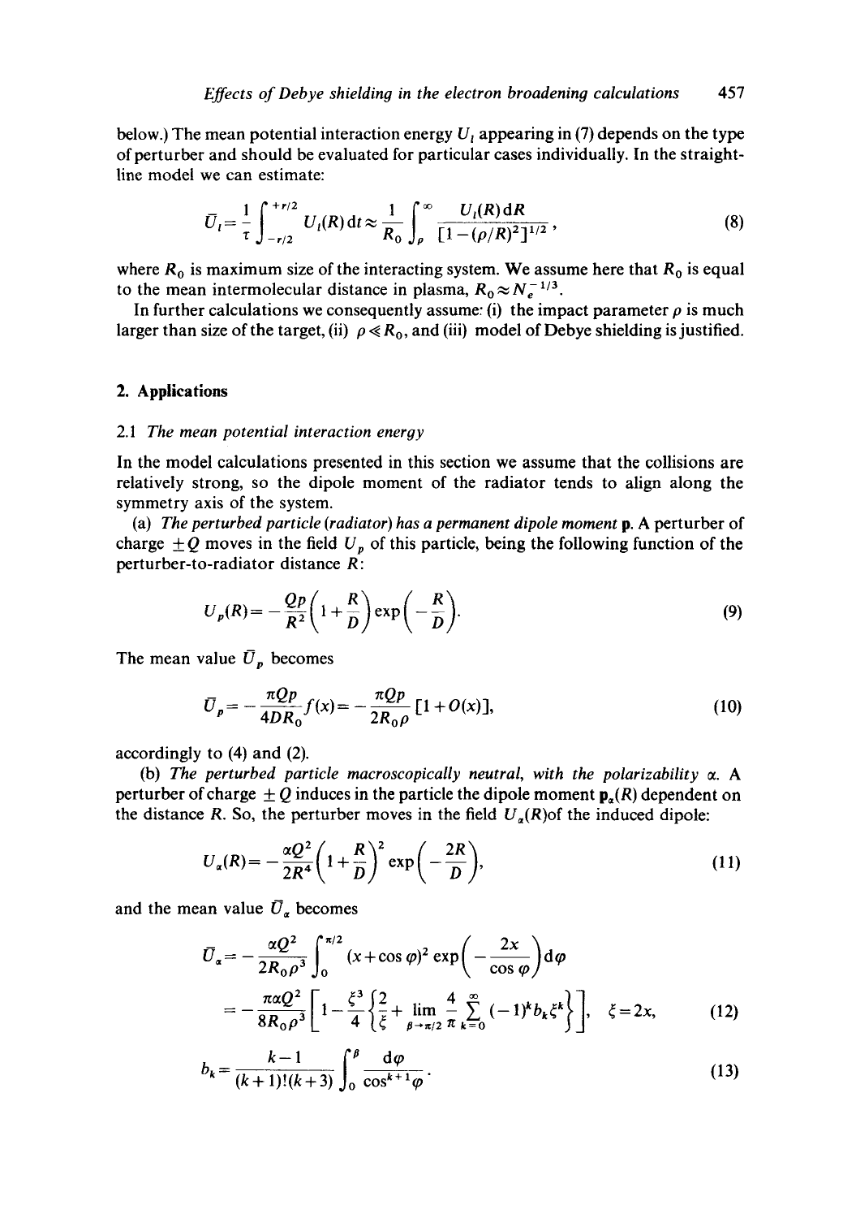below.) The mean potential interaction energy $U_l$ appearing in (7) depends on the type of perturber and should be evaluated for particular cases individually. In the straight-line model we can estimate:

$$\bar{U}_l = \frac{1}{\tau}\int_{-\tau/2}^{+\tau/2} U_l(R)\,\mathrm{d}t \approx \frac{1}{R_0}\int_{\rho}^{\infty} \frac{U_l(R)\,\mathrm{d}R}{[1-(\rho/R)^2]^{1/2}}, \tag{8}$$

where $R_0$ is maximum size of the interacting system. We assume here that $R_0$ is equal to the mean intermolecular distance in plasma, $R_0 \approx N_e^{-1/3}$.

In further calculations we consequently assume: (i) the impact parameter $\rho$ is much larger than size of the target, (ii) $\rho \ll R_0$, and (iii) model of Debye shielding is justified.

## 2. Applications

### 2.1 *The mean potential interaction energy*

In the model calculations presented in this section we assume that the collisions are relatively strong, so the dipole moment of the radiator tends to align along the symmetry axis of the system.

(a) *The perturbed particle (radiator) has a permanent dipole moment* **p**. A perturber of charge $\pm Q$ moves in the field $U_p$ of this particle, being the following function of the perturber-to-radiator distance $R$:

$$U_p(R) = -\frac{Qp}{R^2}\left(1+\frac{R}{D}\right)\exp\left(-\frac{R}{D}\right). \tag{9}$$

The mean value $\bar{U}_p$ becomes

$$\bar{U}_p = -\frac{\pi Qp}{4DR_0}f(x) = -\frac{\pi Qp}{2R_0\rho}[1+O(x)], \tag{10}$$

accordingly to (4) and (2).

(b) *The perturbed particle macroscopically neutral, with the polarizability* $\alpha$. A perturber of charge $\pm Q$ induces in the particle the dipole moment $\mathbf{p}_\alpha(R)$ dependent on the distance $R$. So, the perturber moves in the field $U_\alpha(R)$of the induced dipole:

$$U_\alpha(R) = -\frac{\alpha Q^2}{2R^4}\left(1+\frac{R}{D}\right)^2\exp\left(-\frac{2R}{D}\right), \tag{11}$$

and the mean value $\bar{U}_\alpha$ becomes

$$\bar{U}_\alpha = -\frac{\alpha Q^2}{2R_0\rho^3}\int_0^{\pi/2}(x+\cos\varphi)^2\exp\left(-\frac{2x}{\cos\varphi}\right)\mathrm{d}\varphi$$

$$= -\frac{\pi\alpha Q^2}{8R_0\rho^3}\left[1-\frac{\xi^3}{4}\left\{\frac{2}{\xi}+\lim_{\beta\to\pi/2}\frac{4}{\pi}\sum_{k=0}^{\infty}(-1)^k b_k\xi^k\right\}\right], \quad \xi=2x, \tag{12}$$

$$b_k = \frac{k-1}{(k+1)!(k+3)}\int_0^{\beta}\frac{\mathrm{d}\varphi}{\cos^{k+1}\varphi}. \tag{13}$$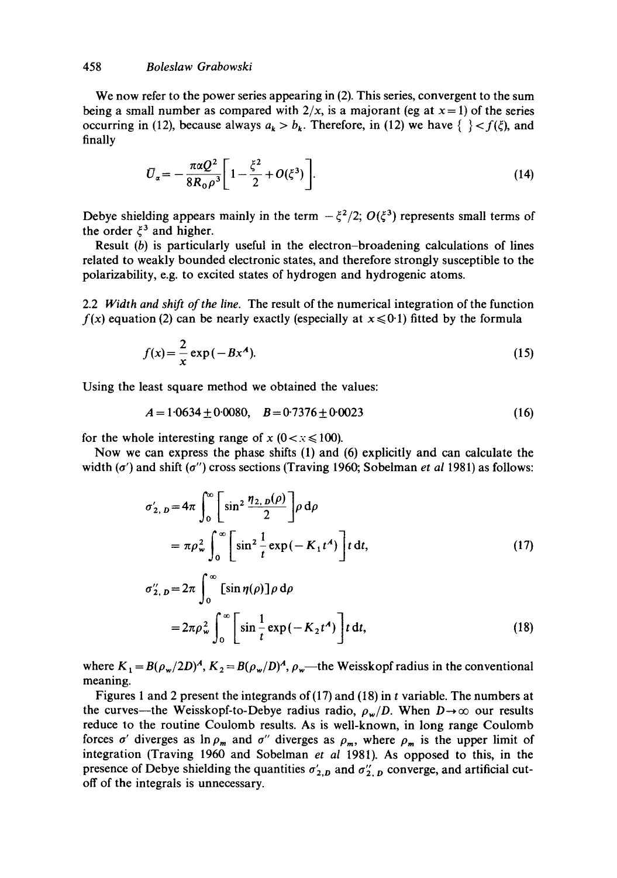We now refer to the power series appearing in (2). This series, convergent to the sum being a small number as compared with $2/x$, is a majorant (eg at $x=1$) of the series occurring in (12), because always $a_k > b_k$. Therefore, in (12) we have $\{\ \} < f(\xi)$, and finally

$$\bar{U}_\alpha = -\frac{\pi\alpha Q^2}{8R_0\rho^3}\left[1-\frac{\xi^2}{2}+O(\xi^3)\right]. \tag{14}$$

Debye shielding appears mainly in the term $-\xi^2/2$; $O(\xi^3)$ represents small terms of the order $\xi^3$ and higher.

Result (*b*) is particularly useful in the electron-broadening calculations of lines related to weakly bounded electronic states, and therefore strongly susceptible to the polarizability, e.g. to excited states of hydrogen and hydrogenic atoms.

2.2 *Width and shift of the line.* The result of the numerical integration of the function $f(x)$ equation (2) can be nearly exactly (especially at $x \leqslant 0{\cdot}1$) fitted by the formula

$$f(x) = \frac{2}{x}\exp(-Bx^A). \tag{15}$$

Using the least square method we obtained the values:

$$A = 1{\cdot}0634 \pm 0{\cdot}0080, \quad B = 0{\cdot}7376 \pm 0{\cdot}0023 \tag{16}$$

for the whole interesting range of $x$ $(0 < x \leqslant 100)$.

Now we can express the phase shifts (1) and (6) explicitly and can calculate the width ($\sigma'$) and shift ($\sigma''$) cross sections (Traving 1960; Sobelman *et al* 1981) as follows:

$$\begin{aligned}\sigma'_{2,D} &= 4\pi\int_0^\infty\left[\sin^2\frac{\eta_{2,D}(\rho)}{2}\right]\rho\,\mathrm{d}\rho\\ &= \pi\rho_w^2\int_0^\infty\left[\sin^2\frac{1}{t}\exp(-K_1t^A)\right]t\,\mathrm{d}t,\end{aligned} \tag{17}$$

$$\begin{aligned}\sigma''_{2,D} &= 2\pi\int_0^\infty[\sin\eta(\rho)]\rho\,\mathrm{d}\rho\\ &= 2\pi\rho_w^2\int_0^\infty\left[\sin\frac{1}{t}\exp(-K_2t^A)\right]t\,\mathrm{d}t,\end{aligned} \tag{18}$$

where $K_1 = B(\rho_w/2D)^A$, $K_2 = B(\rho_w/D)^A$, $\rho_w$—the Weisskopf radius in the conventional meaning.

Figures 1 and 2 present the integrands of (17) and (18) in $t$ variable. The numbers at the curves—the Weisskopf-to-Debye radius radio, $\rho_w/D$. When $D \to \infty$ our results reduce to the routine Coulomb results. As is well-known, in long range Coulomb forces $\sigma'$ diverges as $\ln\rho_m$ and $\sigma''$ diverges as $\rho_m$, where $\rho_m$ is the upper limit of integration (Traving 1960 and Sobelman *et al* 1981). As opposed to this, in the presence of Debye shielding the quantities $\sigma'_{2,D}$ and $\sigma''_{2,D}$ converge, and artificial cut-off of the integrals is unnecessary.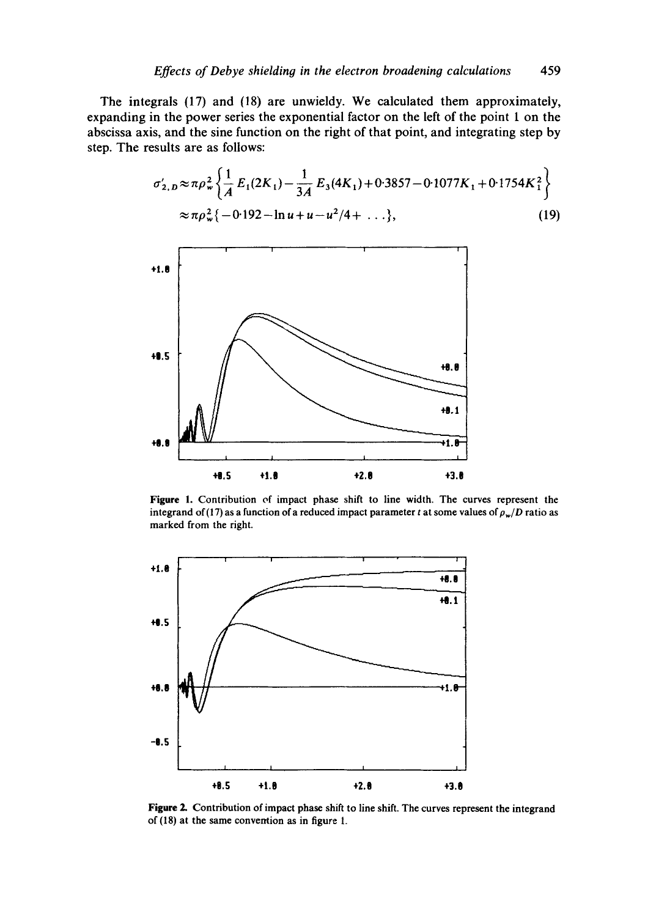The integrals (17) and (18) are unwieldy. We calculated them approximately, expanding in the power series the exponential factor on the left of the point 1 on the abscissa axis, and the sine function on the right of that point, and integrating step by step. The results are as follows:

$$\sigma'_{2,D} \approx \pi\rho_w^2 \left\{ \frac{1}{A} E_1(2K_1) - \frac{1}{3A} E_3(4K_1) + 0{\cdot}3857 - 0{\cdot}1077 K_1 + 0{\cdot}1754 K_1^2 \right\}$$
$$\approx \pi\rho_w^2 \{ -0{\cdot}192 - \ln u + u - u^2/4 + \ldots \}, \tag{19}$$

+1.0
+0.5
+0.0
+0.0
+0.1
+1.0
+0.5
+1.0
+2.0
+3.0

**Figure 1.** Contribution of impact phase shift to line width. The curves represent the integrand of (17) as a function of a reduced impact parameter $t$ at some values of $\rho_w/D$ ratio as marked from the right.

+1.0
+0.5
+0.0
-0.5
+0.0
+0.1
+1.0
+0.5
+1.0
+2.0
+3.0

**Figure 2.** Contribution of impact phase shift to line shift. The curves represent the integrand of (18) at the same convention as in figure 1.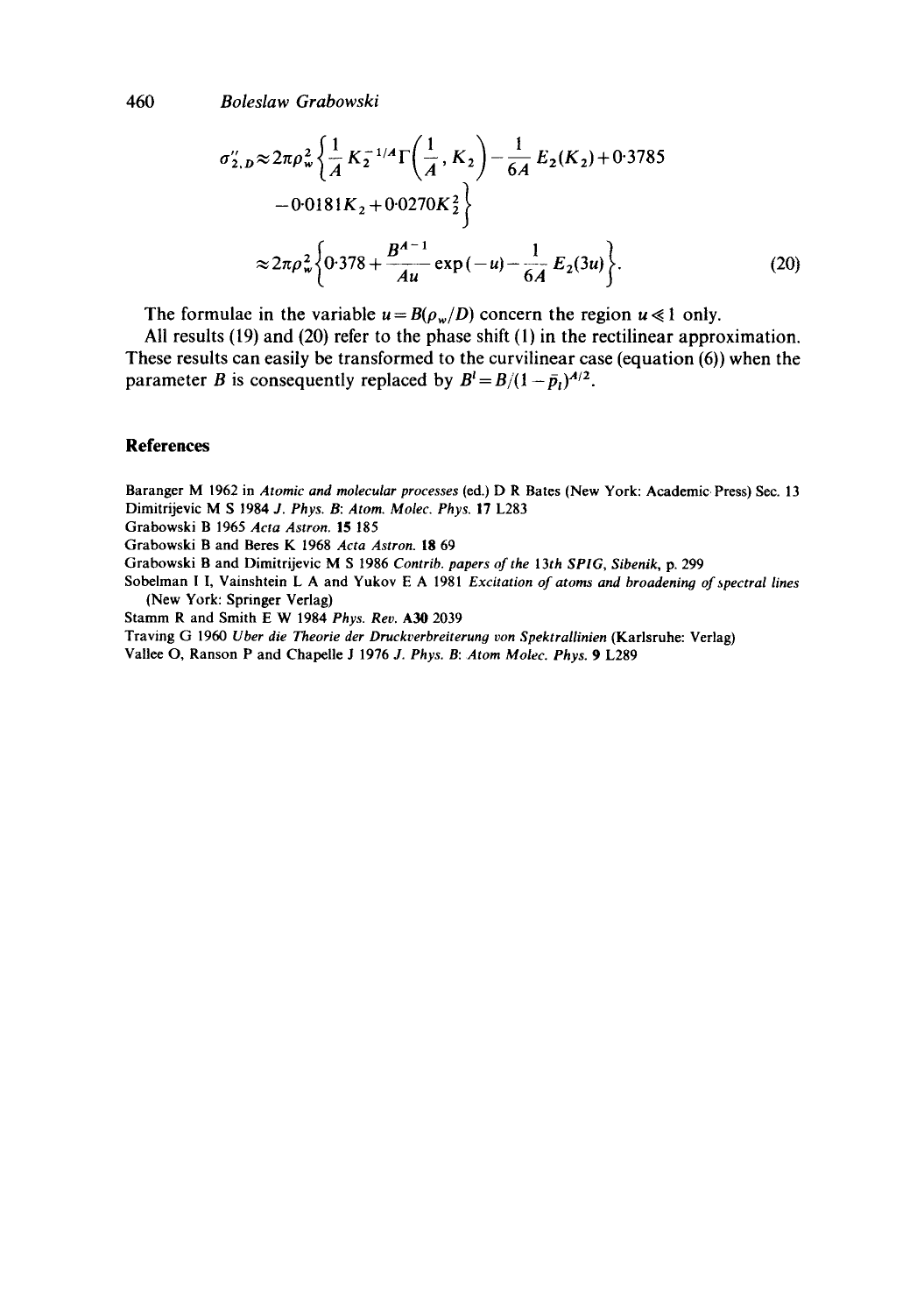$$\sigma''_{2,D} \approx 2\pi\rho_w^2 \left\{ \frac{1}{A} K_2^{-1/A} \Gamma\left(\frac{1}{A}, K_2\right) - \frac{1}{6A} E_2(K_2) + 0{\cdot}3785 - 0{\cdot}0181 K_2 + 0{\cdot}0270 K_2^2 \right\}$$

$$\approx 2\pi\rho_w^2 \left\{ 0{\cdot}378 + \frac{B^{A-1}}{Au} \exp(-u) - \frac{1}{6A} E_2(3u) \right\}. \tag{20}$$

The formulae in the variable $u = B(\rho_w/D)$ concern the region $u \ll 1$ only.

All results (19) and (20) refer to the phase shift (1) in the rectilinear approximation. These results can easily be transformed to the curvilinear case (equation (6)) when the parameter $B$ is consequently replaced by $B' = B/(1 - \bar{p}_l)^{A/2}$.

## References

Baranger M 1962 in *Atomic and molecular processes* (ed.) D R Bates (New York: Academic Press) Sec. 13

Dimitrijevic M S 1984 *J. Phys. B: Atom. Molec. Phys.* **17** L283

Grabowski B 1965 *Acta Astron.* **15** 185

Grabowski B and Beres K 1968 *Acta Astron.* **18** 69

Grabowski B and Dimitrijevic M S 1986 *Contrib. papers of the 13th SPIG, Sibenik*, p. 299

Sobelman I I, Vainshtein L A and Yukov E A 1981 *Excitation of atoms and broadening of spectral lines* (New York: Springer Verlag)

Stamm R and Smith E W 1984 *Phys. Rev.* **A30** 2039

Traving G 1960 *Uber die Theorie der Druckverbreiterung von Spektrallinien* (Karlsruhe: Verlag)

Vallee O, Ranson P and Chapelle J 1976 *J. Phys. B: Atom Molec. Phys.* **9** L289